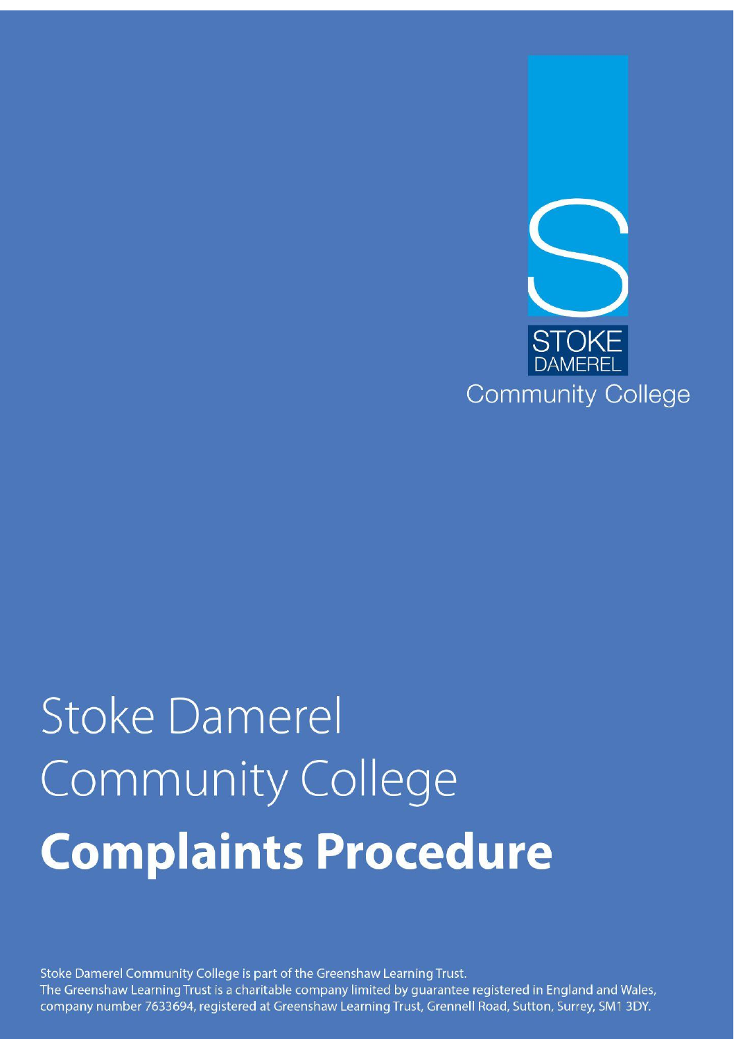STOKE
DAMEREL
Community College

# Stoke Damerel Community College
# **Complaints Procedure**

Stoke Damerel Community College is part of the Greenshaw Learning Trust.
The Greenshaw Learning Trust is a charitable company limited by guarantee registered in England and Wales, company number 7633694, registered at Greenshaw Learning Trust, Grennell Road, Sutton, Surrey, SM1 3DY.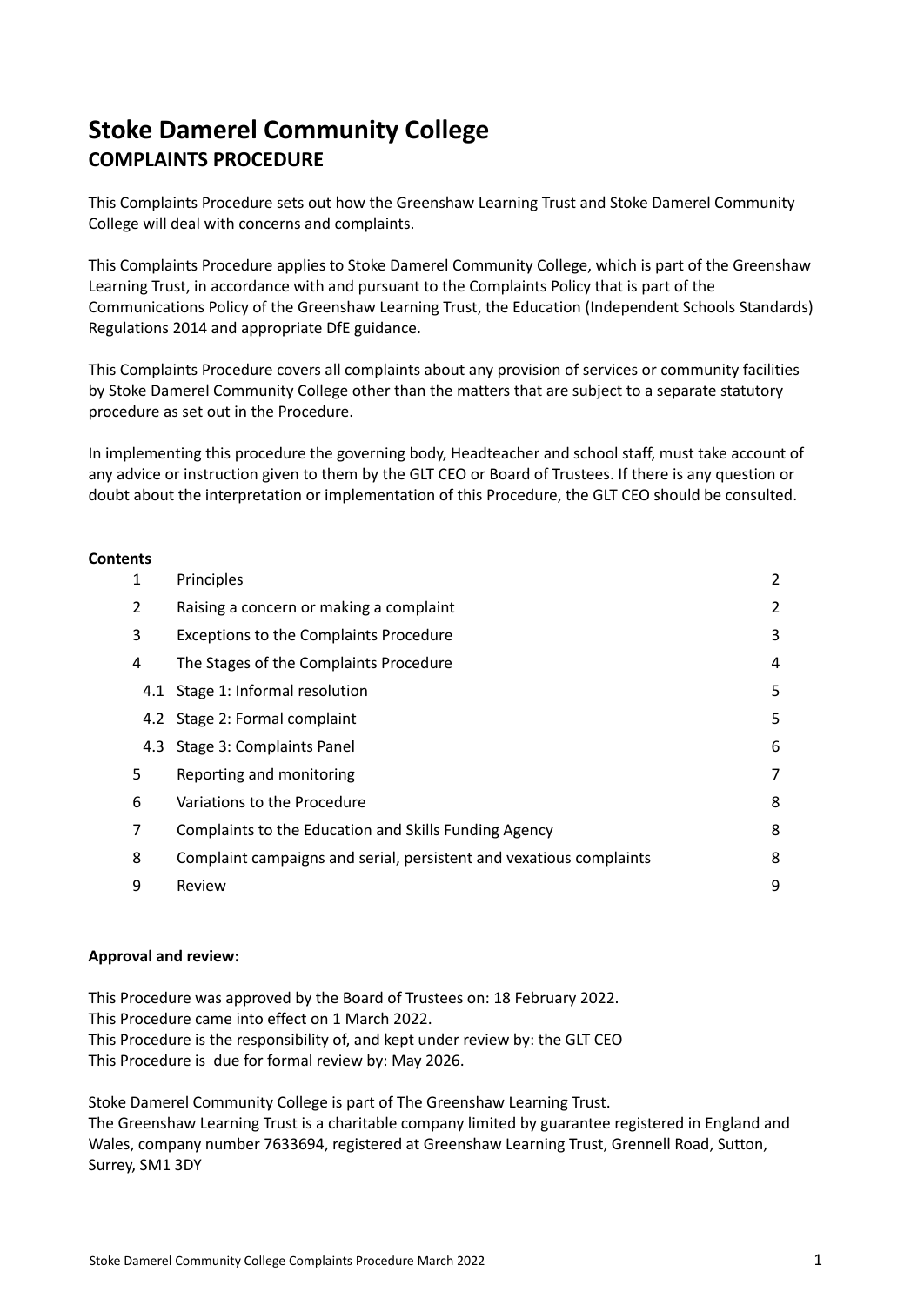# Stoke Damerel Community College
## COMPLAINTS PROCEDURE

This Complaints Procedure sets out how the Greenshaw Learning Trust and Stoke Damerel Community College will deal with concerns and complaints.

This Complaints Procedure applies to Stoke Damerel Community College, which is part of the Greenshaw Learning Trust, in accordance with and pursuant to the Complaints Policy that is part of the Communications Policy of the Greenshaw Learning Trust, the Education (Independent Schools Standards) Regulations 2014 and appropriate DfE guidance.

This Complaints Procedure covers all complaints about any provision of services or community facilities by Stoke Damerel Community College other than the matters that are subject to a separate statutory procedure as set out in the Procedure.

In implementing this procedure the governing body, Headteacher and school staff, must take account of any advice or instruction given to them by the GLT CEO or Board of Trustees. If there is any question or doubt about the interpretation or implementation of this Procedure, the GLT CEO should be consulted.

**Contents**

| | | |
|---|---|---|
| 1 | Principles | 2 |
| 2 | Raising a concern or making a complaint | 2 |
| 3 | Exceptions to the Complaints Procedure | 3 |
| 4 | The Stages of the Complaints Procedure | 4 |
| 4.1 | Stage 1: Informal resolution | 5 |
| 4.2 | Stage 2: Formal complaint | 5 |
| 4.3 | Stage 3: Complaints Panel | 6 |
| 5 | Reporting and monitoring | 7 |
| 6 | Variations to the Procedure | 8 |
| 7 | Complaints to the Education and Skills Funding Agency | 8 |
| 8 | Complaint campaigns and serial, persistent and vexatious complaints | 8 |
| 9 | Review | 9 |

**Approval and review:**

This Procedure was approved by the Board of Trustees on: 18 February 2022.
This Procedure came into effect on 1 March 2022.
This Procedure is the responsibility of, and kept under review by: the GLT CEO
This Procedure is due for formal review by: May 2026.

Stoke Damerel Community College is part of The Greenshaw Learning Trust.
The Greenshaw Learning Trust is a charitable company limited by guarantee registered in England and Wales, company number 7633694, registered at Greenshaw Learning Trust, Grennell Road, Sutton, Surrey, SM1 3DY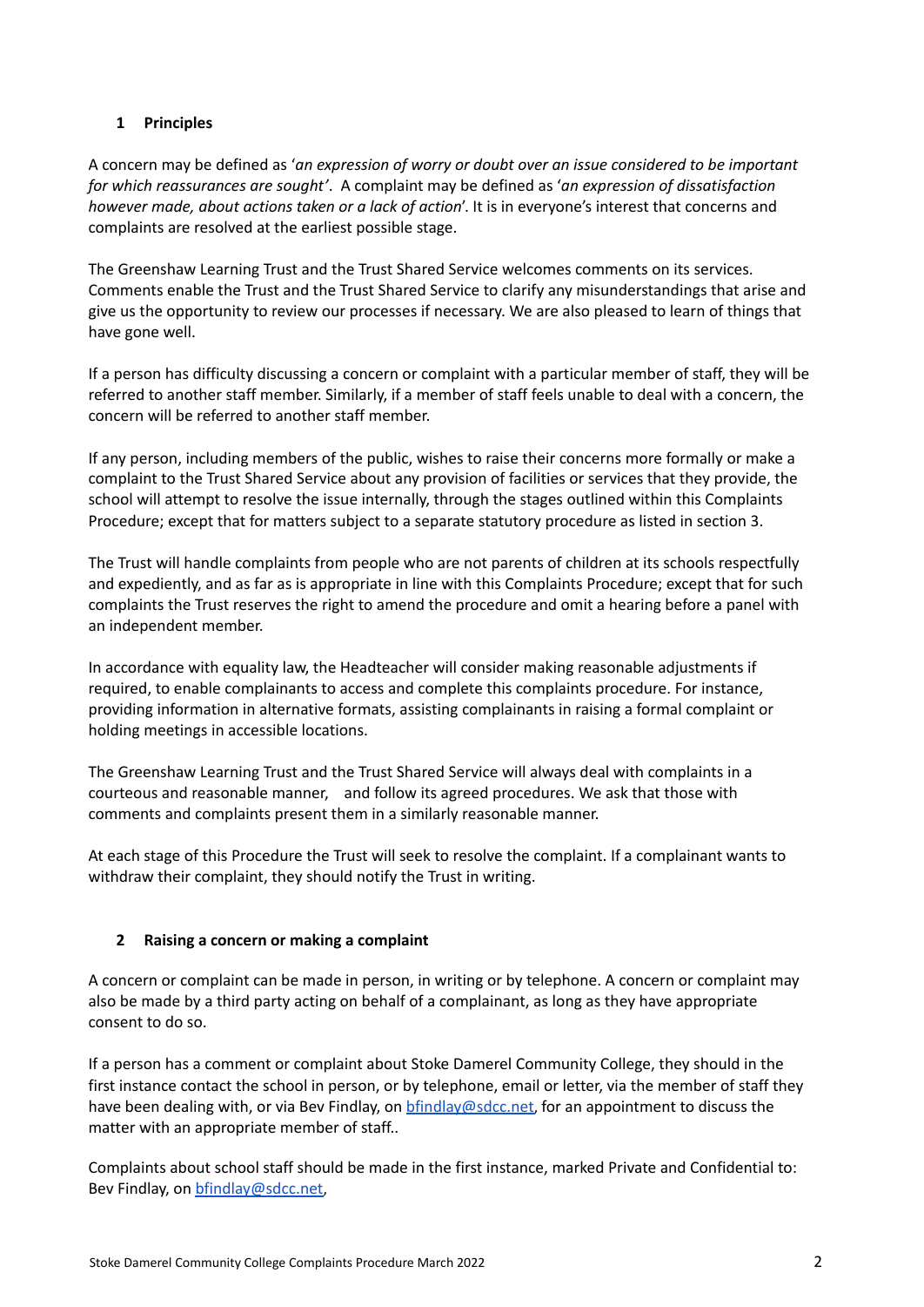## 1 Principles

A concern may be defined as '*an expression of worry or doubt over an issue considered to be important for which reassurances are sought'*. A complaint may be defined as '*an expression of dissatisfaction however made, about actions taken or a lack of action*'. It is in everyone's interest that concerns and complaints are resolved at the earliest possible stage.

The Greenshaw Learning Trust and the Trust Shared Service welcomes comments on its services. Comments enable the Trust and the Trust Shared Service to clarify any misunderstandings that arise and give us the opportunity to review our processes if necessary. We are also pleased to learn of things that have gone well.

If a person has difficulty discussing a concern or complaint with a particular member of staff, they will be referred to another staff member. Similarly, if a member of staff feels unable to deal with a concern, the concern will be referred to another staff member.

If any person, including members of the public, wishes to raise their concerns more formally or make a complaint to the Trust Shared Service about any provision of facilities or services that they provide, the school will attempt to resolve the issue internally, through the stages outlined within this Complaints Procedure; except that for matters subject to a separate statutory procedure as listed in section 3.

The Trust will handle complaints from people who are not parents of children at its schools respectfully and expediently, and as far as is appropriate in line with this Complaints Procedure; except that for such complaints the Trust reserves the right to amend the procedure and omit a hearing before a panel with an independent member.

In accordance with equality law, the Headteacher will consider making reasonable adjustments if required, to enable complainants to access and complete this complaints procedure. For instance, providing information in alternative formats, assisting complainants in raising a formal complaint or holding meetings in accessible locations.

The Greenshaw Learning Trust and the Trust Shared Service will always deal with complaints in a courteous and reasonable manner, and follow its agreed procedures. We ask that those with comments and complaints present them in a similarly reasonable manner.

At each stage of this Procedure the Trust will seek to resolve the complaint. If a complainant wants to withdraw their complaint, they should notify the Trust in writing.

## 2 Raising a concern or making a complaint

A concern or complaint can be made in person, in writing or by telephone. A concern or complaint may also be made by a third party acting on behalf of a complainant, as long as they have appropriate consent to do so.

If a person has a comment or complaint about Stoke Damerel Community College, they should in the first instance contact the school in person, or by telephone, email or letter, via the member of staff they have been dealing with, or via Bev Findlay, on bfindlay@sdcc.net, for an appointment to discuss the matter with an appropriate member of staff..

Complaints about school staff should be made in the first instance, marked Private and Confidential to: Bev Findlay, on bfindlay@sdcc.net,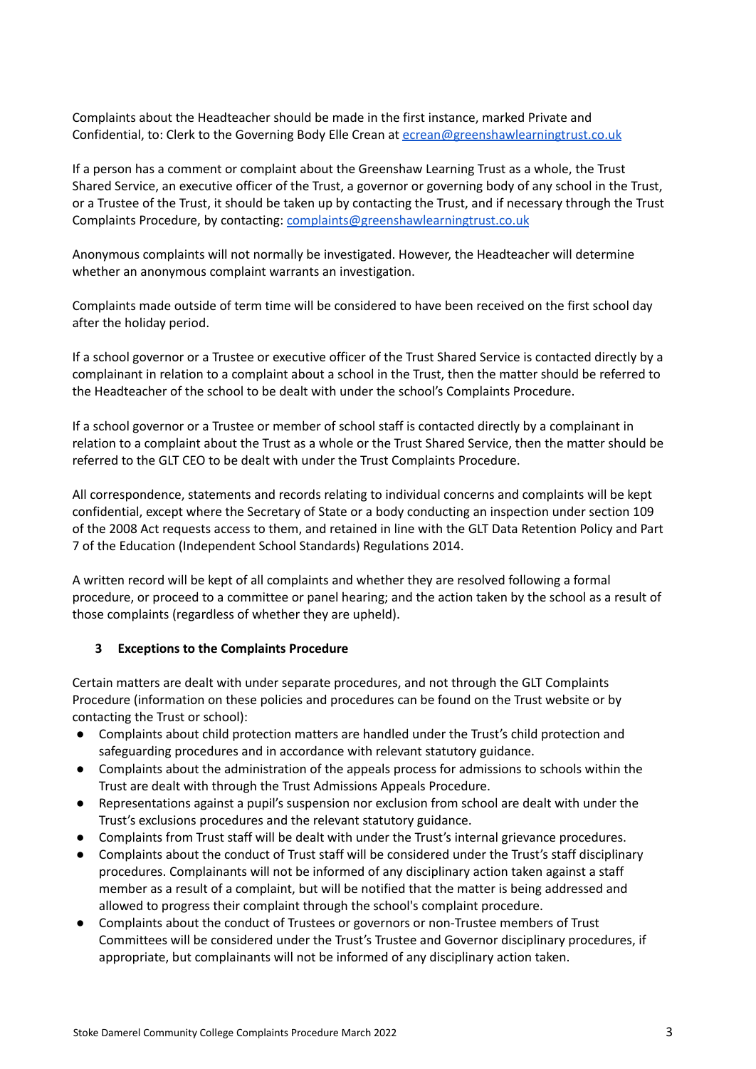Complaints about the Headteacher should be made in the first instance, marked Private and Confidential, to: Clerk to the Governing Body Elle Crean at ecrean@greenshawlearningtrust.co.uk

If a person has a comment or complaint about the Greenshaw Learning Trust as a whole, the Trust Shared Service, an executive officer of the Trust, a governor or governing body of any school in the Trust, or a Trustee of the Trust, it should be taken up by contacting the Trust, and if necessary through the Trust Complaints Procedure, by contacting: complaints@greenshawlearningtrust.co.uk

Anonymous complaints will not normally be investigated. However, the Headteacher will determine whether an anonymous complaint warrants an investigation.

Complaints made outside of term time will be considered to have been received on the first school day after the holiday period.

If a school governor or a Trustee or executive officer of the Trust Shared Service is contacted directly by a complainant in relation to a complaint about a school in the Trust, then the matter should be referred to the Headteacher of the school to be dealt with under the school's Complaints Procedure.

If a school governor or a Trustee or member of school staff is contacted directly by a complainant in relation to a complaint about the Trust as a whole or the Trust Shared Service, then the matter should be referred to the GLT CEO to be dealt with under the Trust Complaints Procedure.

All correspondence, statements and records relating to individual concerns and complaints will be kept confidential, except where the Secretary of State or a body conducting an inspection under section 109 of the 2008 Act requests access to them, and retained in line with the GLT Data Retention Policy and Part 7 of the Education (Independent School Standards) Regulations 2014.

A written record will be kept of all complaints and whether they are resolved following a formal procedure, or proceed to a committee or panel hearing; and the action taken by the school as a result of those complaints (regardless of whether they are upheld).

## 3 Exceptions to the Complaints Procedure

Certain matters are dealt with under separate procedures, and not through the GLT Complaints Procedure (information on these policies and procedures can be found on the Trust website or by contacting the Trust or school):

- Complaints about child protection matters are handled under the Trust's child protection and safeguarding procedures and in accordance with relevant statutory guidance.
- Complaints about the administration of the appeals process for admissions to schools within the Trust are dealt with through the Trust Admissions Appeals Procedure.
- Representations against a pupil's suspension nor exclusion from school are dealt with under the Trust's exclusions procedures and the relevant statutory guidance.
- Complaints from Trust staff will be dealt with under the Trust's internal grievance procedures.
- Complaints about the conduct of Trust staff will be considered under the Trust's staff disciplinary procedures. Complainants will not be informed of any disciplinary action taken against a staff member as a result of a complaint, but will be notified that the matter is being addressed and allowed to progress their complaint through the school's complaint procedure.
- Complaints about the conduct of Trustees or governors or non-Trustee members of Trust Committees will be considered under the Trust's Trustee and Governor disciplinary procedures, if appropriate, but complainants will not be informed of any disciplinary action taken.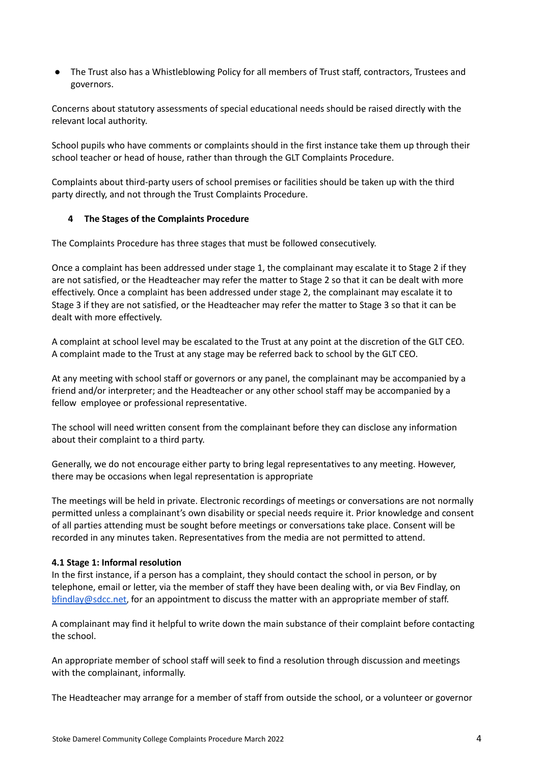- The Trust also has a Whistleblowing Policy for all members of Trust staff, contractors, Trustees and governors.

Concerns about statutory assessments of special educational needs should be raised directly with the relevant local authority.

School pupils who have comments or complaints should in the first instance take them up through their school teacher or head of house, rather than through the GLT Complaints Procedure.

Complaints about third-party users of school premises or facilities should be taken up with the third party directly, and not through the Trust Complaints Procedure.

## 4 The Stages of the Complaints Procedure

The Complaints Procedure has three stages that must be followed consecutively.

Once a complaint has been addressed under stage 1, the complainant may escalate it to Stage 2 if they are not satisfied, or the Headteacher may refer the matter to Stage 2 so that it can be dealt with more effectively. Once a complaint has been addressed under stage 2, the complainant may escalate it to Stage 3 if they are not satisfied, or the Headteacher may refer the matter to Stage 3 so that it can be dealt with more effectively.

A complaint at school level may be escalated to the Trust at any point at the discretion of the GLT CEO. A complaint made to the Trust at any stage may be referred back to school by the GLT CEO.

At any meeting with school staff or governors or any panel, the complainant may be accompanied by a friend and/or interpreter; and the Headteacher or any other school staff may be accompanied by a fellow employee or professional representative.

The school will need written consent from the complainant before they can disclose any information about their complaint to a third party.

Generally, we do not encourage either party to bring legal representatives to any meeting. However, there may be occasions when legal representation is appropriate

The meetings will be held in private. Electronic recordings of meetings or conversations are not normally permitted unless a complainant's own disability or special needs require it. Prior knowledge and consent of all parties attending must be sought before meetings or conversations take place. Consent will be recorded in any minutes taken. Representatives from the media are not permitted to attend.

### 4.1 Stage 1: Informal resolution

In the first instance, if a person has a complaint, they should contact the school in person, or by telephone, email or letter, via the member of staff they have been dealing with, or via Bev Findlay, on bfindlay@sdcc.net, for an appointment to discuss the matter with an appropriate member of staff.

A complainant may find it helpful to write down the main substance of their complaint before contacting the school.

An appropriate member of school staff will seek to find a resolution through discussion and meetings with the complainant, informally.

The Headteacher may arrange for a member of staff from outside the school, or a volunteer or governor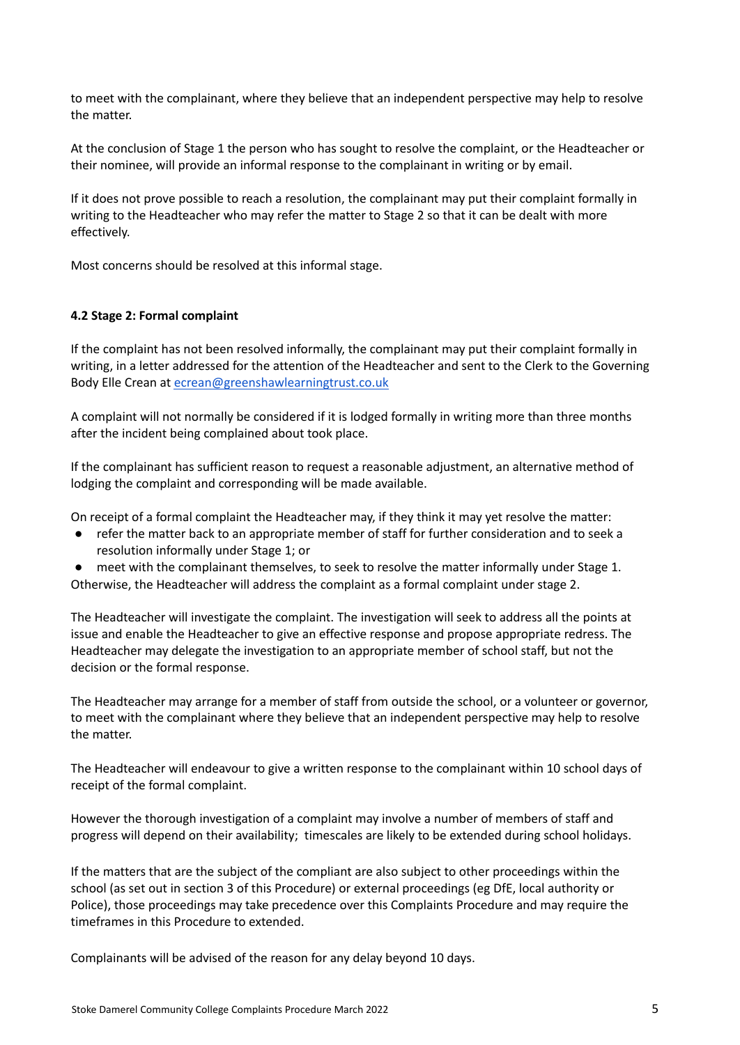to meet with the complainant, where they believe that an independent perspective may help to resolve the matter.

At the conclusion of Stage 1 the person who has sought to resolve the complaint, or the Headteacher or their nominee, will provide an informal response to the complainant in writing or by email.

If it does not prove possible to reach a resolution, the complainant may put their complaint formally in writing to the Headteacher who may refer the matter to Stage 2 so that it can be dealt with more effectively.

Most concerns should be resolved at this informal stage.

**4.2 Stage 2: Formal complaint**

If the complaint has not been resolved informally, the complainant may put their complaint formally in writing, in a letter addressed for the attention of the Headteacher and sent to the Clerk to the Governing Body Elle Crean at [ecrean@greenshawlearningtrust.co.uk](mailto:ecrean@greenshawlearningtrust.co.uk)

A complaint will not normally be considered if it is lodged formally in writing more than three months after the incident being complained about took place.

If the complainant has sufficient reason to request a reasonable adjustment, an alternative method of lodging the complaint and corresponding will be made available.

On receipt of a formal complaint the Headteacher may, if they think it may yet resolve the matter:

- refer the matter back to an appropriate member of staff for further consideration and to seek a resolution informally under Stage 1; or
- meet with the complainant themselves, to seek to resolve the matter informally under Stage 1.

Otherwise, the Headteacher will address the complaint as a formal complaint under stage 2.

The Headteacher will investigate the complaint. The investigation will seek to address all the points at issue and enable the Headteacher to give an effective response and propose appropriate redress. The Headteacher may delegate the investigation to an appropriate member of school staff, but not the decision or the formal response.

The Headteacher may arrange for a member of staff from outside the school, or a volunteer or governor, to meet with the complainant where they believe that an independent perspective may help to resolve the matter.

The Headteacher will endeavour to give a written response to the complainant within 10 school days of receipt of the formal complaint.

However the thorough investigation of a complaint may involve a number of members of staff and progress will depend on their availability; timescales are likely to be extended during school holidays.

If the matters that are the subject of the compliant are also subject to other proceedings within the school (as set out in section 3 of this Procedure) or external proceedings (eg DfE, local authority or Police), those proceedings may take precedence over this Complaints Procedure and may require the timeframes in this Procedure to extended.

Complainants will be advised of the reason for any delay beyond 10 days.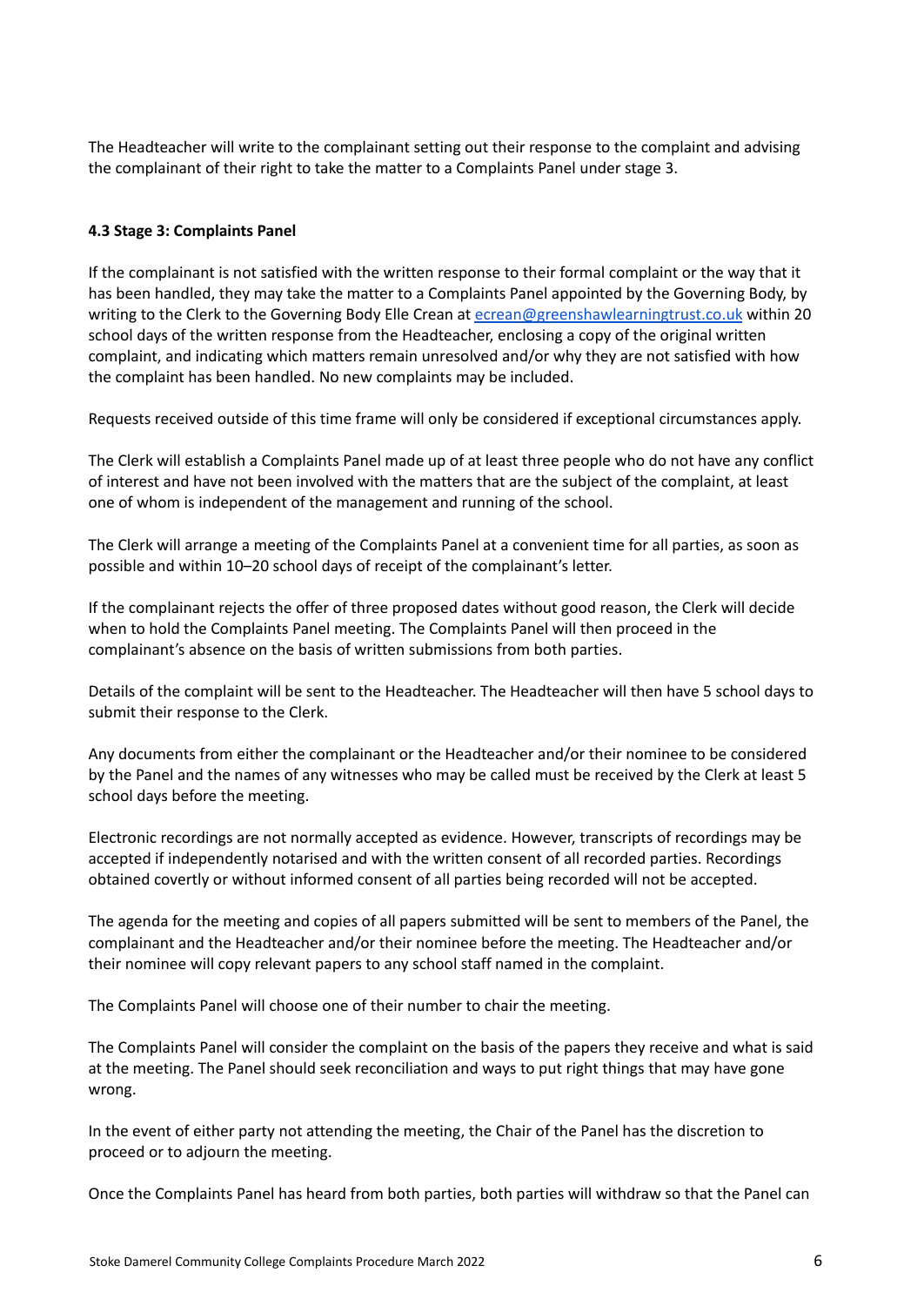The Headteacher will write to the complainant setting out their response to the complaint and advising the complainant of their right to take the matter to a Complaints Panel under stage 3.

#### 4.3 Stage 3: Complaints Panel

If the complainant is not satisfied with the written response to their formal complaint or the way that it has been handled, they may take the matter to a Complaints Panel appointed by the Governing Body, by writing to the Clerk to the Governing Body Elle Crean at [ecrean@greenshawlearningtrust.co.uk](mailto:ecrean@greenshawlearningtrust.co.uk) within 20 school days of the written response from the Headteacher, enclosing a copy of the original written complaint, and indicating which matters remain unresolved and/or why they are not satisfied with how the complaint has been handled. No new complaints may be included.

Requests received outside of this time frame will only be considered if exceptional circumstances apply.

The Clerk will establish a Complaints Panel made up of at least three people who do not have any conflict of interest and have not been involved with the matters that are the subject of the complaint, at least one of whom is independent of the management and running of the school.

The Clerk will arrange a meeting of the Complaints Panel at a convenient time for all parties, as soon as possible and within 10–20 school days of receipt of the complainant's letter.

If the complainant rejects the offer of three proposed dates without good reason, the Clerk will decide when to hold the Complaints Panel meeting. The Complaints Panel will then proceed in the complainant's absence on the basis of written submissions from both parties.

Details of the complaint will be sent to the Headteacher. The Headteacher will then have 5 school days to submit their response to the Clerk.

Any documents from either the complainant or the Headteacher and/or their nominee to be considered by the Panel and the names of any witnesses who may be called must be received by the Clerk at least 5 school days before the meeting.

Electronic recordings are not normally accepted as evidence. However, transcripts of recordings may be accepted if independently notarised and with the written consent of all recorded parties. Recordings obtained covertly or without informed consent of all parties being recorded will not be accepted.

The agenda for the meeting and copies of all papers submitted will be sent to members of the Panel, the complainant and the Headteacher and/or their nominee before the meeting. The Headteacher and/or their nominee will copy relevant papers to any school staff named in the complaint.

The Complaints Panel will choose one of their number to chair the meeting.

The Complaints Panel will consider the complaint on the basis of the papers they receive and what is said at the meeting. The Panel should seek reconciliation and ways to put right things that may have gone wrong.

In the event of either party not attending the meeting, the Chair of the Panel has the discretion to proceed or to adjourn the meeting.

Once the Complaints Panel has heard from both parties, both parties will withdraw so that the Panel can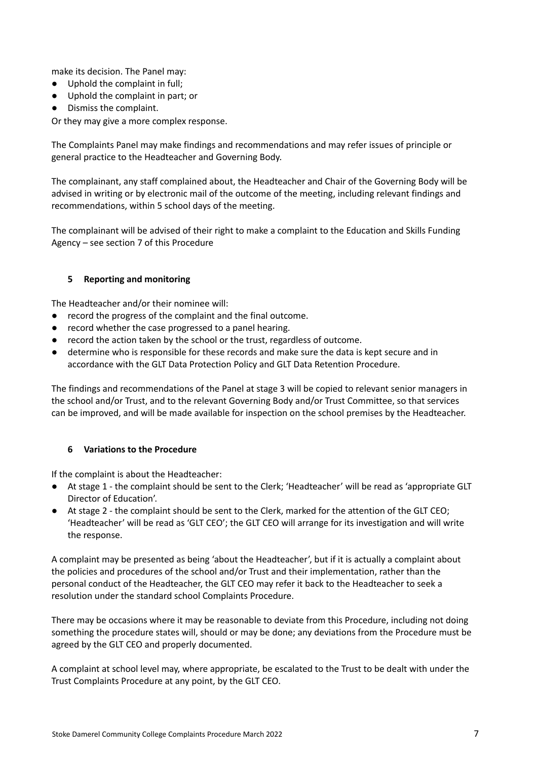make its decision. The Panel may:

- Uphold the complaint in full;
- Uphold the complaint in part; or
- Dismiss the complaint.

Or they may give a more complex response.

The Complaints Panel may make findings and recommendations and may refer issues of principle or general practice to the Headteacher and Governing Body.

The complainant, any staff complained about, the Headteacher and Chair of the Governing Body will be advised in writing or by electronic mail of the outcome of the meeting, including relevant findings and recommendations, within 5 school days of the meeting.

The complainant will be advised of their right to make a complaint to the Education and Skills Funding Agency – see section 7 of this Procedure

## 5 Reporting and monitoring

The Headteacher and/or their nominee will:

- record the progress of the complaint and the final outcome.
- record whether the case progressed to a panel hearing.
- record the action taken by the school or the trust, regardless of outcome.
- determine who is responsible for these records and make sure the data is kept secure and in accordance with the GLT Data Protection Policy and GLT Data Retention Procedure.

The findings and recommendations of the Panel at stage 3 will be copied to relevant senior managers in the school and/or Trust, and to the relevant Governing Body and/or Trust Committee, so that services can be improved, and will be made available for inspection on the school premises by the Headteacher.

## 6 Variations to the Procedure

If the complaint is about the Headteacher:

- At stage 1 - the complaint should be sent to the Clerk; 'Headteacher' will be read as 'appropriate GLT Director of Education'.
- At stage 2 - the complaint should be sent to the Clerk, marked for the attention of the GLT CEO; 'Headteacher' will be read as 'GLT CEO'; the GLT CEO will arrange for its investigation and will write the response.

A complaint may be presented as being 'about the Headteacher', but if it is actually a complaint about the policies and procedures of the school and/or Trust and their implementation, rather than the personal conduct of the Headteacher, the GLT CEO may refer it back to the Headteacher to seek a resolution under the standard school Complaints Procedure.

There may be occasions where it may be reasonable to deviate from this Procedure, including not doing something the procedure states will, should or may be done; any deviations from the Procedure must be agreed by the GLT CEO and properly documented.

A complaint at school level may, where appropriate, be escalated to the Trust to be dealt with under the Trust Complaints Procedure at any point, by the GLT CEO.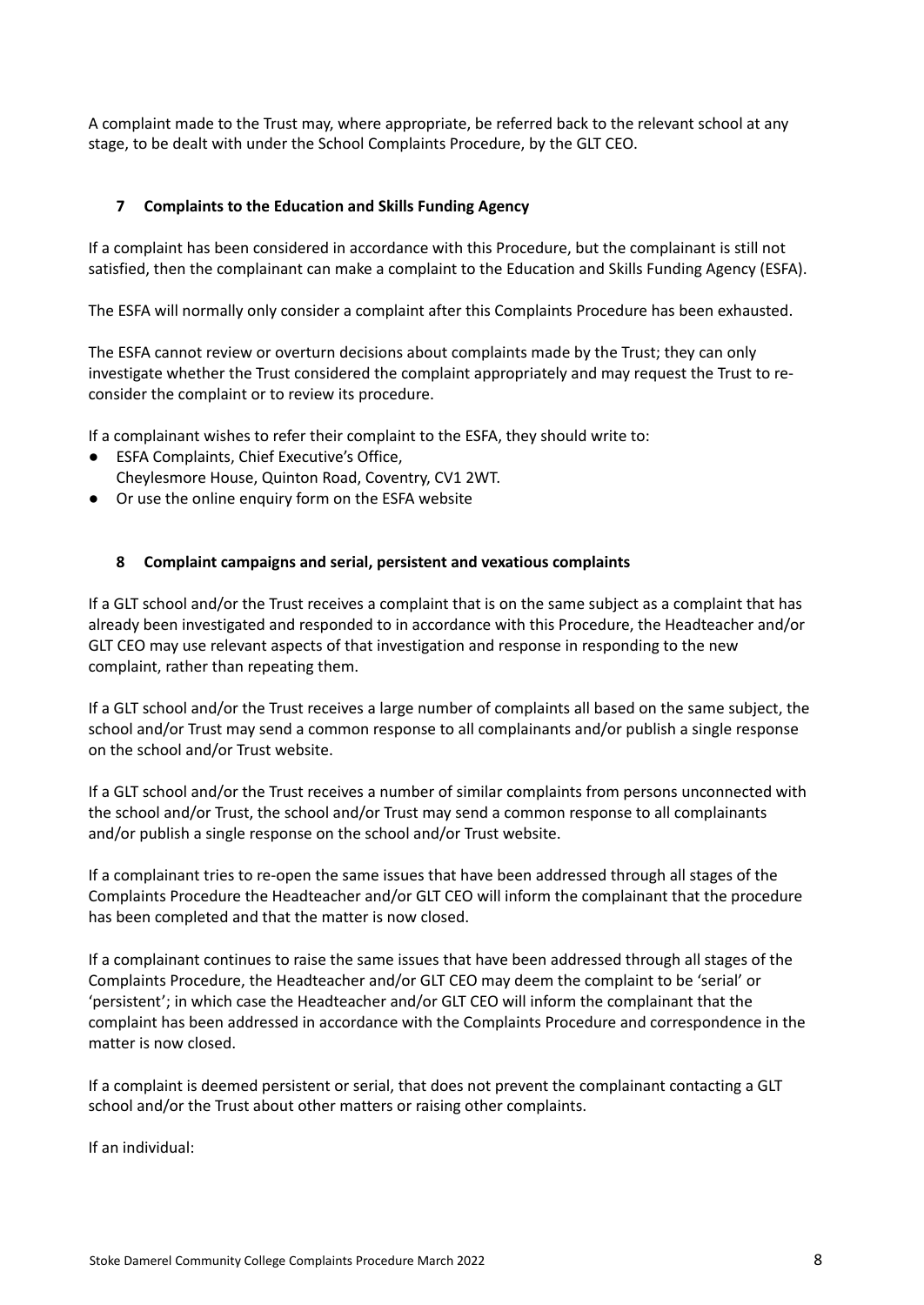A complaint made to the Trust may, where appropriate, be referred back to the relevant school at any stage, to be dealt with under the School Complaints Procedure, by the GLT CEO.

## 7 Complaints to the Education and Skills Funding Agency

If a complaint has been considered in accordance with this Procedure, but the complainant is still not satisfied, then the complainant can make a complaint to the Education and Skills Funding Agency (ESFA).

The ESFA will normally only consider a complaint after this Complaints Procedure has been exhausted.

The ESFA cannot review or overturn decisions about complaints made by the Trust; they can only investigate whether the Trust considered the complaint appropriately and may request the Trust to re-consider the complaint or to review its procedure.

If a complainant wishes to refer their complaint to the ESFA, they should write to:

- ESFA Complaints, Chief Executive's Office,
  Cheylesmore House, Quinton Road, Coventry, CV1 2WT.
- Or use the online enquiry form on the ESFA website

## 8 Complaint campaigns and serial, persistent and vexatious complaints

If a GLT school and/or the Trust receives a complaint that is on the same subject as a complaint that has already been investigated and responded to in accordance with this Procedure, the Headteacher and/or GLT CEO may use relevant aspects of that investigation and response in responding to the new complaint, rather than repeating them.

If a GLT school and/or the Trust receives a large number of complaints all based on the same subject, the school and/or Trust may send a common response to all complainants and/or publish a single response on the school and/or Trust website.

If a GLT school and/or the Trust receives a number of similar complaints from persons unconnected with the school and/or Trust, the school and/or Trust may send a common response to all complainants and/or publish a single response on the school and/or Trust website.

If a complainant tries to re-open the same issues that have been addressed through all stages of the Complaints Procedure the Headteacher and/or GLT CEO will inform the complainant that the procedure has been completed and that the matter is now closed.

If a complainant continues to raise the same issues that have been addressed through all stages of the Complaints Procedure, the Headteacher and/or GLT CEO may deem the complaint to be 'serial' or 'persistent'; in which case the Headteacher and/or GLT CEO will inform the complainant that the complaint has been addressed in accordance with the Complaints Procedure and correspondence in the matter is now closed.

If a complaint is deemed persistent or serial, that does not prevent the complainant contacting a GLT school and/or the Trust about other matters or raising other complaints.

If an individual: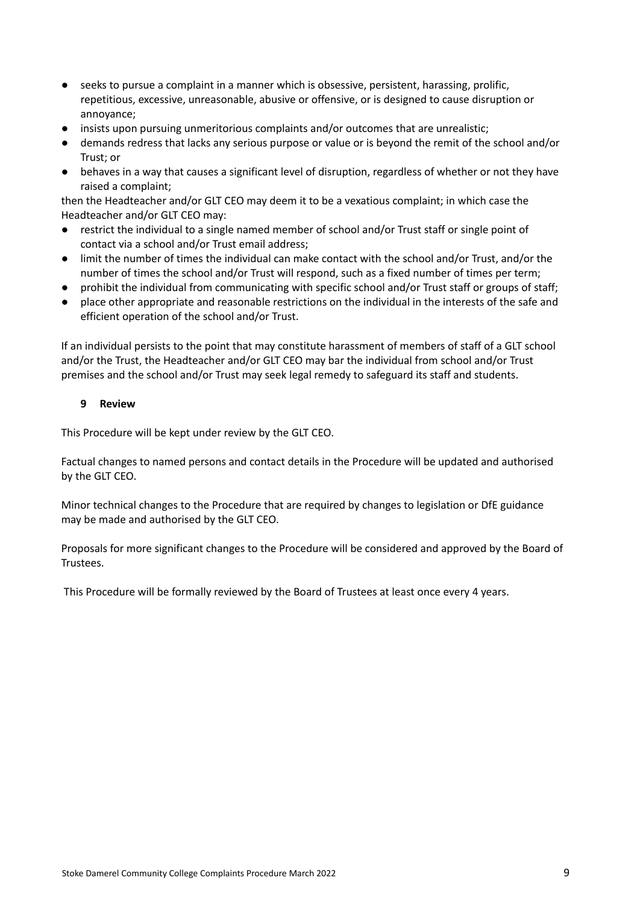- seeks to pursue a complaint in a manner which is obsessive, persistent, harassing, prolific, repetitious, excessive, unreasonable, abusive or offensive, or is designed to cause disruption or annoyance;
- insists upon pursuing unmeritorious complaints and/or outcomes that are unrealistic;
- demands redress that lacks any serious purpose or value or is beyond the remit of the school and/or Trust; or
- behaves in a way that causes a significant level of disruption, regardless of whether or not they have raised a complaint;

then the Headteacher and/or GLT CEO may deem it to be a vexatious complaint; in which case the Headteacher and/or GLT CEO may:

- restrict the individual to a single named member of school and/or Trust staff or single point of contact via a school and/or Trust email address;
- limit the number of times the individual can make contact with the school and/or Trust, and/or the number of times the school and/or Trust will respond, such as a fixed number of times per term;
- prohibit the individual from communicating with specific school and/or Trust staff or groups of staff;
- place other appropriate and reasonable restrictions on the individual in the interests of the safe and efficient operation of the school and/or Trust.

If an individual persists to the point that may constitute harassment of members of staff of a GLT school and/or the Trust, the Headteacher and/or GLT CEO may bar the individual from school and/or Trust premises and the school and/or Trust may seek legal remedy to safeguard its staff and students.

## 9 Review

This Procedure will be kept under review by the GLT CEO.

Factual changes to named persons and contact details in the Procedure will be updated and authorised by the GLT CEO.

Minor technical changes to the Procedure that are required by changes to legislation or DfE guidance may be made and authorised by the GLT CEO.

Proposals for more significant changes to the Procedure will be considered and approved by the Board of Trustees.

This Procedure will be formally reviewed by the Board of Trustees at least once every 4 years.